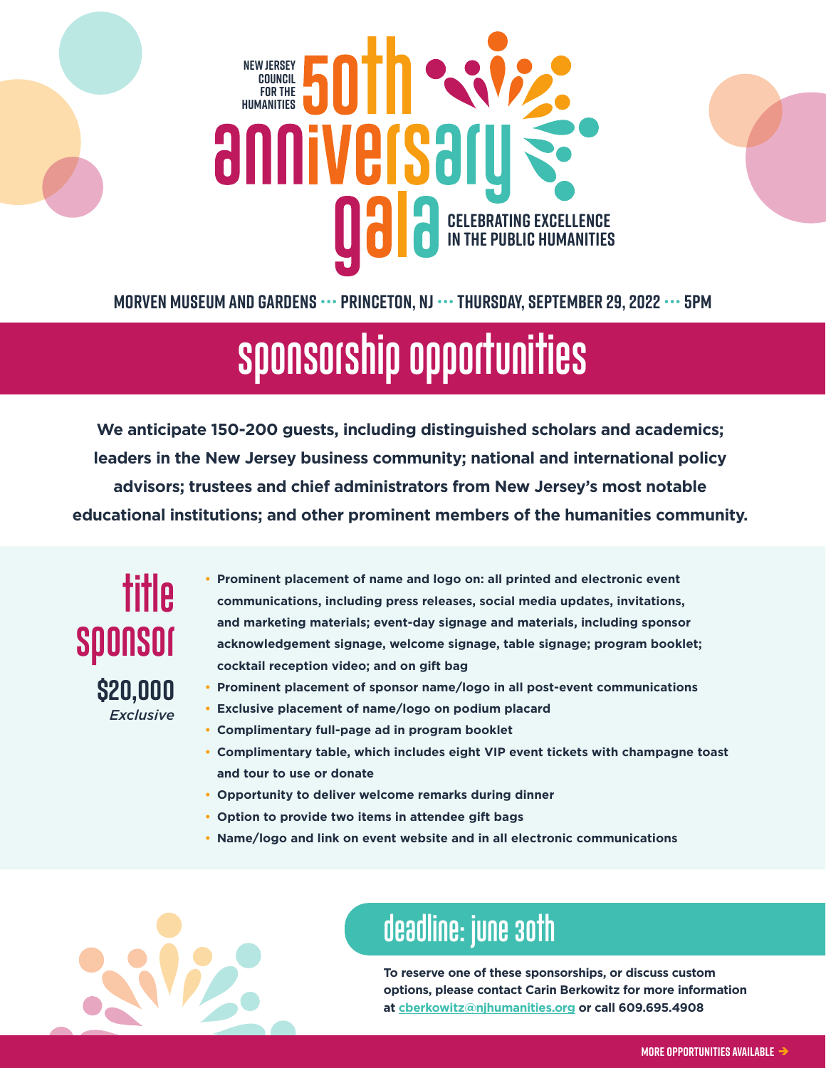NEW JERSEY COUNCIL FOR THE HUMANITIES

# 50th anniversary gala

CELEBRATING EXCELLENCE IN THE PUBLIC HUMANITIES

**MORVEN MUSEUM AND GARDENS ••• PRINCETON, NJ ••• THURSDAY, SEPTEMBER 29, 2022 ••• 5PM**

## sponsorship opportunities

**We anticipate 150-200 guests, including distinguished scholars and academics; leaders in the New Jersey business community; national and international policy advisors; trustees and chief administrators from New Jersey's most notable educational institutions; and other prominent members of the humanities community.**

### title sponsor

**$20,000**

*Exclusive*

- **Prominent placement of name and logo on: all printed and electronic event communications, including press releases, social media updates, invitations, and marketing materials; event-day signage and materials, including sponsor acknowledgement signage, welcome signage, table signage; program booklet; cocktail reception video; and on gift bag**
- **Prominent placement of sponsor name/logo in all post-event communications**
- **Exclusive placement of name/logo on podium placard**
- **Complimentary full-page ad in program booklet**
- **Complimentary table, which includes eight VIP event tickets with champagne toast and tour to use or donate**
- **Opportunity to deliver welcome remarks during dinner**
- **Option to provide two items in attendee gift bags**
- **Name/logo and link on event website and in all electronic communications**

## deadline: june 30th

**To reserve one of these sponsorships, or discuss custom options, please contact Carin Berkowitz for more information at cberkowitz@njhumanities.org or call 609.695.4908**

MORE OPPORTUNITIES AVAILABLE →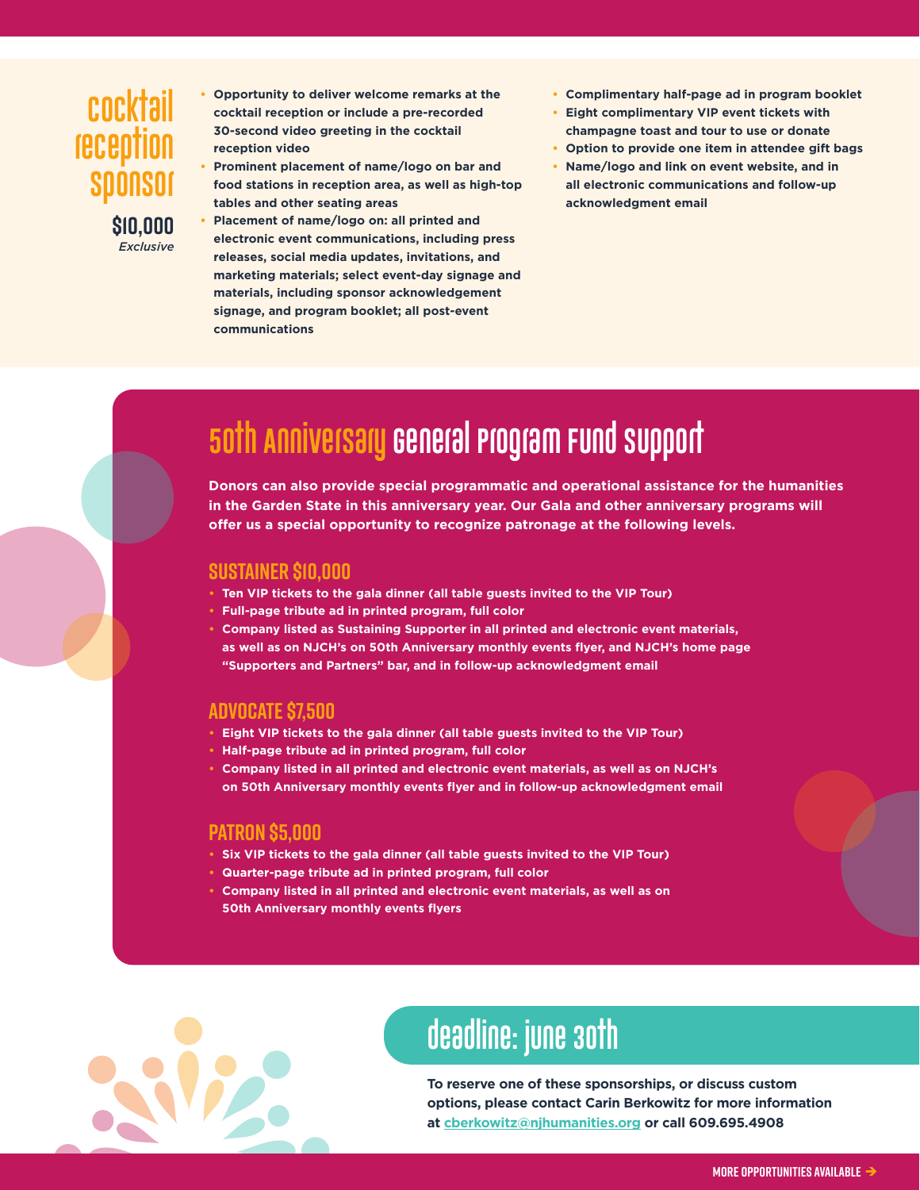## cocktail reception sponsor

**$10,000**
*Exclusive*

- **Opportunity to deliver welcome remarks at the cocktail reception or include a pre-recorded 30-second video greeting in the cocktail reception video**
- **Prominent placement of name/logo on bar and food stations in reception area, as well as high-top tables and other seating areas**
- **Placement of name/logo on: all printed and electronic event communications, including press releases, social media updates, invitations, and marketing materials; select event-day signage and materials, including sponsor acknowledgement signage, and program booklet; all post-event communications**
- **Complimentary half-page ad in program booklet**
- **Eight complimentary VIP event tickets with champagne toast and tour to use or donate**
- **Option to provide one item in attendee gift bags**
- **Name/logo and link on event website, and in all electronic communications and follow-up acknowledgment email**

## 50th Anniversary General Program Fund Support

**Donors can also provide special programmatic and operational assistance for the humanities in the Garden State in this anniversary year. Our Gala and other anniversary programs will offer us a special opportunity to recognize patronage at the following levels.**

### SUSTAINER $10,000

- **Ten VIP tickets to the gala dinner (all table guests invited to the VIP Tour)**
- **Full-page tribute ad in printed program, full color**
- **Company listed as Sustaining Supporter in all printed and electronic event materials, as well as on NJCH's on 50th Anniversary monthly events flyer, and NJCH's home page "Supporters and Partners" bar, and in follow-up acknowledgment email**

### ADVOCATE $7,500

- **Eight VIP tickets to the gala dinner (all table guests invited to the VIP Tour)**
- **Half-page tribute ad in printed program, full color**
- **Company listed in all printed and electronic event materials, as well as on NJCH's on 50th Anniversary monthly events flyer and in follow-up acknowledgment email**

### PATRON $5,000

- **Six VIP tickets to the gala dinner (all table guests invited to the VIP Tour)**
- **Quarter-page tribute ad in printed program, full color**
- **Company listed in all printed and electronic event materials, as well as on 50th Anniversary monthly events flyers**

## deadline: june 30th

**To reserve one of these sponsorships, or discuss custom options, please contact Carin Berkowitz for more information at cberkowitz@njhumanities.org or call 609.695.4908**

MORE OPPORTUNITIES AVAILABLE →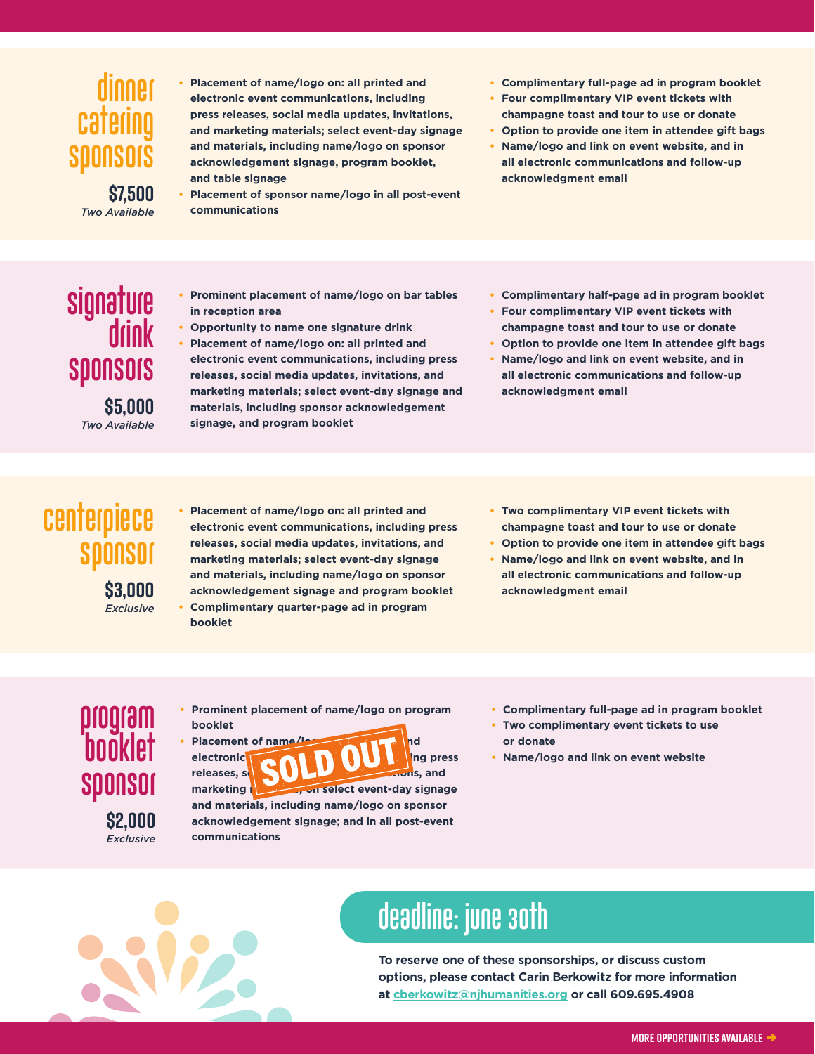## dinner catering sponsors

**$7,500**
*Two Available*

- Placement of name/logo on: all printed and electronic event communications, including press releases, social media updates, invitations, and marketing materials; select event-day signage and materials, including name/logo on sponsor acknowledgement signage, program booklet, and table signage
- Placement of sponsor name/logo in all post-event communications
- Complimentary full-page ad in program booklet
- Four complimentary VIP event tickets with champagne toast and tour to use or donate
- Option to provide one item in attendee gift bags
- Name/logo and link on event website, and in all electronic communications and follow-up acknowledgment email

## signature drink sponsors

**$5,000**
*Two Available*

- Prominent placement of name/logo on bar tables in reception area
- Opportunity to name one signature drink
- Placement of name/logo on: all printed and electronic event communications, including press releases, social media updates, invitations, and marketing materials; select event-day signage and materials, including sponsor acknowledgement signage, and program booklet
- Complimentary half-page ad in program booklet
- Four complimentary VIP event tickets with champagne toast and tour to use or donate
- Option to provide one item in attendee gift bags
- Name/logo and link on event website, and in all electronic communications and follow-up acknowledgment email

## centerpiece sponsor

**$3,000**
*Exclusive*

- Placement of name/logo on: all printed and electronic event communications, including press releases, social media updates, invitations, and marketing materials; select event-day signage and materials, including name/logo on sponsor acknowledgement signage and program booklet
- Complimentary quarter-page ad in program booklet
- Two complimentary VIP event tickets with champagne toast and tour to use or donate
- Option to provide one item in attendee gift bags
- Name/logo and link on event website, and in all electronic communications and follow-up acknowledgment email

## program booklet sponsor

**$2,000**
*Exclusive*

**SOLD OUT**

- Prominent placement of name/logo on program booklet
- Placement of name/lo... ...nd electronic ... ...ing press releases, s... ...ations, and marketing ... on select event-day signage and materials, including name/logo on sponsor acknowledgement signage; and in all post-event communications
- Complimentary full-page ad in program booklet
- Two complimentary event tickets to use or donate
- Name/logo and link on event website

## deadline: june 30th

**To reserve one of these sponsorships, or discuss custom options, please contact Carin Berkowitz for more information at [cberkowitz@njhumanities.org](mailto:cberkowitz@njhumanities.org) or call 609.695.4908**

MORE OPPORTUNITIES AVAILABLE →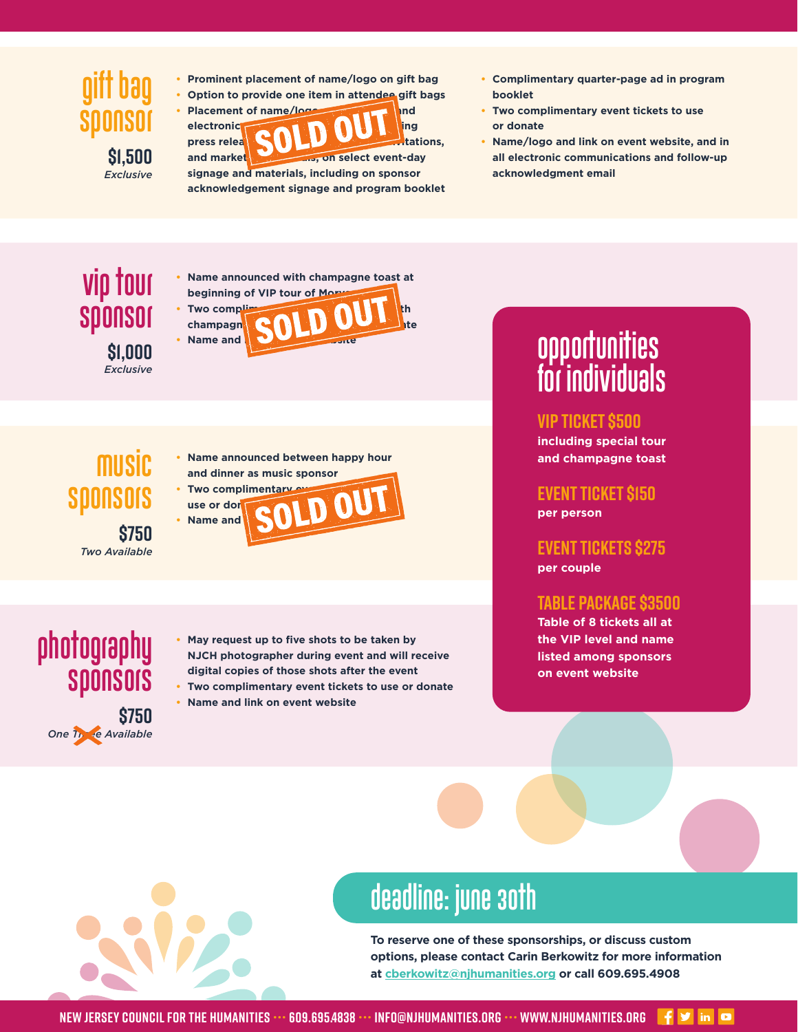## gift bag sponsor

**$1,500**
*Exclusive*

SOLD OUT

- Prominent placement of name/logo on gift bag
- Option to provide one item in attendee gift bags
- Placement of name/logo ... and electronic ... ing press relea... vitations, and market... on select event-day signage and materials, including on sponsor acknowledgement signage and program booklet
- Complimentary quarter-page ad in program booklet
- Two complimentary event tickets to use or donate
- Name/logo and link on event website, and in all electronic communications and follow-up acknowledgment email

## vip tour sponsor

**$1,000**
*Exclusive*

SOLD OUT

- Name announced with champagne toast at beginning of VIP tour of Morv...
- Two complim... th champagn... te
- Name and ... ebsite

## music sponsors

**$750**
*Two Available*

SOLD OUT

- Name announced between happy hour and dinner as music sponsor
- Two complimentary ev... use or don...
- Name and ...

## photography sponsors

**$750**
*One ~~Three~~ Available*

- May request up to five shots to be taken by NJCH photographer during event and will receive digital copies of those shots after the event
- Two complimentary event tickets to use or donate
- Name and link on event website

## opportunities for individuals

**VIP TICKET $500**
including special tour and champagne toast

**EVENT TICKET $150**
per person

**EVENT TICKETS $275**
per couple

**TABLE PACKAGE $3500**
Table of 8 tickets all at the VIP level and name listed among sponsors on event website

## deadline: june 30th

**To reserve one of these sponsorships, or discuss custom options, please contact Carin Berkowitz for more information at cberkowitz@njhumanities.org or call 609.695.4908**

NEW JERSEY COUNCIL FOR THE HUMANITIES ••• 609.695.4838 ••• INFO@NJHUMANITIES.ORG ••• WWW.NJHUMANITIES.ORG